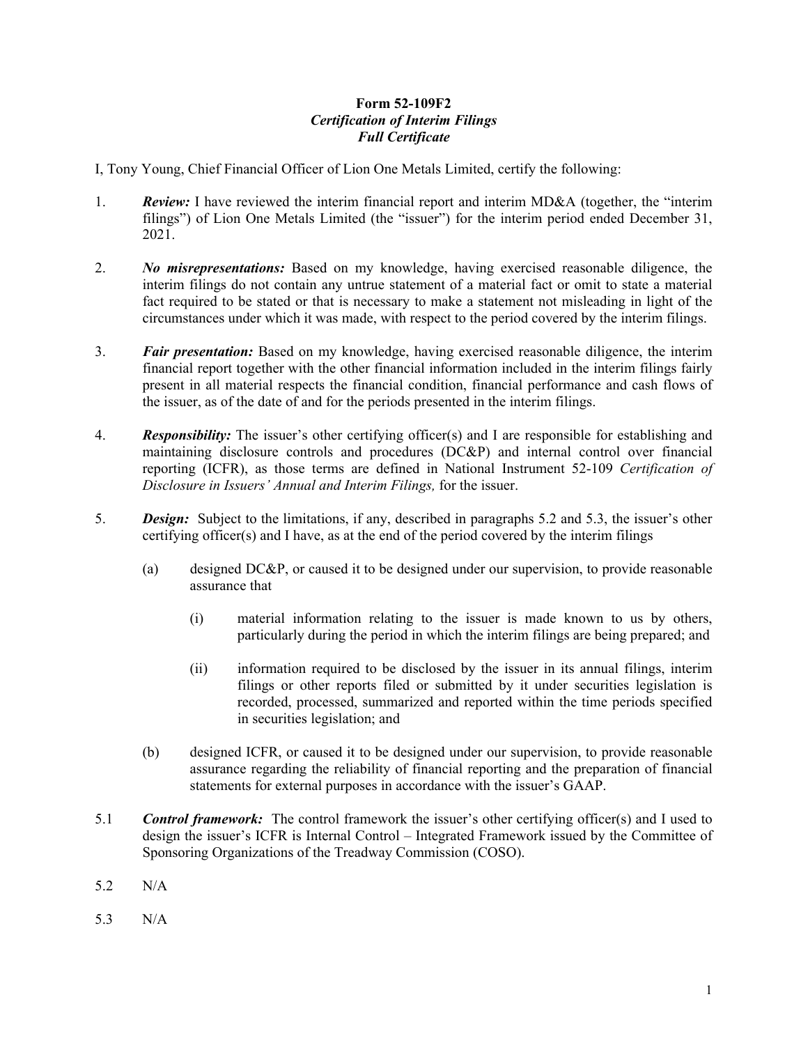**Form 52-109F2**
***Certification of Interim Filings***
***Full Certificate***

I, Tony Young, Chief Financial Officer of Lion One Metals Limited, certify the following:

1. ***Review:*** I have reviewed the interim financial report and interim MD&A (together, the "interim filings") of Lion One Metals Limited (the "issuer") for the interim period ended December 31, 2021.

2. ***No misrepresentations:*** Based on my knowledge, having exercised reasonable diligence, the interim filings do not contain any untrue statement of a material fact or omit to state a material fact required to be stated or that is necessary to make a statement not misleading in light of the circumstances under which it was made, with respect to the period covered by the interim filings.

3. ***Fair presentation:*** Based on my knowledge, having exercised reasonable diligence, the interim financial report together with the other financial information included in the interim filings fairly present in all material respects the financial condition, financial performance and cash flows of the issuer, as of the date of and for the periods presented in the interim filings.

4. ***Responsibility:*** The issuer's other certifying officer(s) and I are responsible for establishing and maintaining disclosure controls and procedures (DC&P) and internal control over financial reporting (ICFR), as those terms are defined in National Instrument 52-109 *Certification of Disclosure in Issuers' Annual and Interim Filings,* for the issuer.

5. ***Design:*** Subject to the limitations, if any, described in paragraphs 5.2 and 5.3, the issuer's other certifying officer(s) and I have, as at the end of the period covered by the interim filings

   (a) designed DC&P, or caused it to be designed under our supervision, to provide reasonable assurance that

      (i) material information relating to the issuer is made known to us by others, particularly during the period in which the interim filings are being prepared; and

      (ii) information required to be disclosed by the issuer in its annual filings, interim filings or other reports filed or submitted by it under securities legislation is recorded, processed, summarized and reported within the time periods specified in securities legislation; and

   (b) designed ICFR, or caused it to be designed under our supervision, to provide reasonable assurance regarding the reliability of financial reporting and the preparation of financial statements for external purposes in accordance with the issuer's GAAP.

5.1 ***Control framework:*** The control framework the issuer's other certifying officer(s) and I used to design the issuer's ICFR is Internal Control – Integrated Framework issued by the Committee of Sponsoring Organizations of the Treadway Commission (COSO).

5.2 N/A

5.3 N/A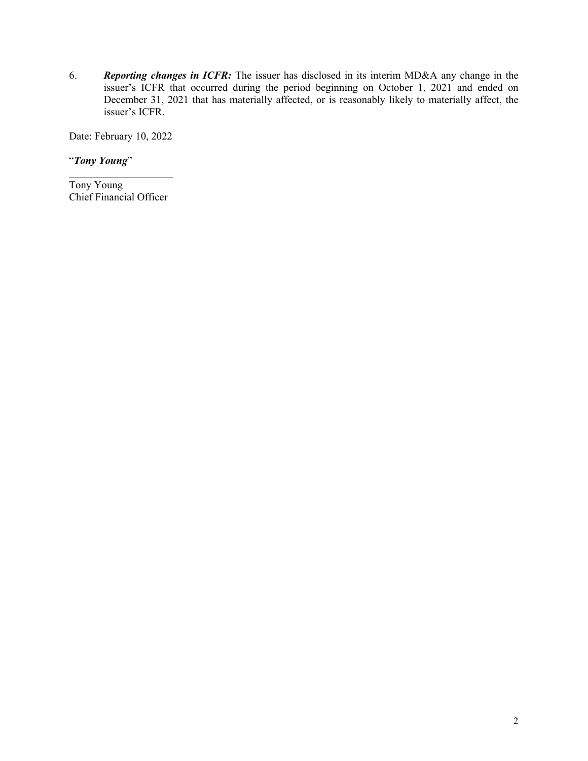6. ***Reporting changes in ICFR:*** The issuer has disclosed in its interim MD&A any change in the issuer's ICFR that occurred during the period beginning on October 1, 2021 and ended on December 31, 2021 that has materially affected, or is reasonably likely to materially affect, the issuer's ICFR.

Date: February 10, 2022

"***Tony Young***"

Tony Young
Chief Financial Officer